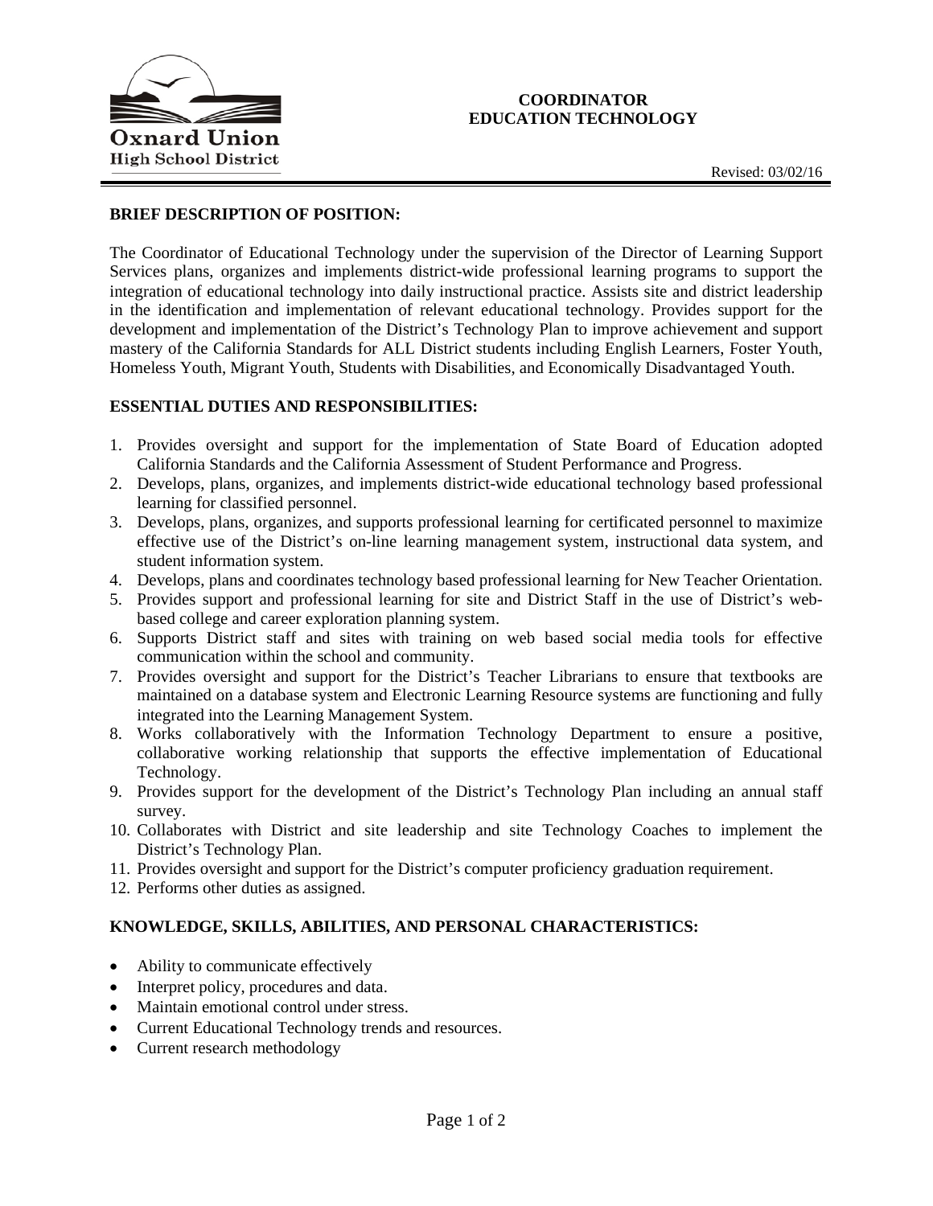Oxnard Union High School District

# COORDINATOR EDUCATION TECHNOLOGY

Revised: 03/02/16

## BRIEF DESCRIPTION OF POSITION:

The Coordinator of Educational Technology under the supervision of the Director of Learning Support Services plans, organizes and implements district-wide professional learning programs to support the integration of educational technology into daily instructional practice. Assists site and district leadership in the identification and implementation of relevant educational technology. Provides support for the development and implementation of the District's Technology Plan to improve achievement and support mastery of the California Standards for ALL District students including English Learners, Foster Youth, Homeless Youth, Migrant Youth, Students with Disabilities, and Economically Disadvantaged Youth.

## ESSENTIAL DUTIES AND RESPONSIBILITIES:

1. Provides oversight and support for the implementation of State Board of Education adopted California Standards and the California Assessment of Student Performance and Progress.
2. Develops, plans, organizes, and implements district-wide educational technology based professional learning for classified personnel.
3. Develops, plans, organizes, and supports professional learning for certificated personnel to maximize effective use of the District's on-line learning management system, instructional data system, and student information system.
4. Develops, plans and coordinates technology based professional learning for New Teacher Orientation.
5. Provides support and professional learning for site and District Staff in the use of District's web-based college and career exploration planning system.
6. Supports District staff and sites with training on web based social media tools for effective communication within the school and community.
7. Provides oversight and support for the District's Teacher Librarians to ensure that textbooks are maintained on a database system and Electronic Learning Resource systems are functioning and fully integrated into the Learning Management System.
8. Works collaboratively with the Information Technology Department to ensure a positive, collaborative working relationship that supports the effective implementation of Educational Technology.
9. Provides support for the development of the District's Technology Plan including an annual staff survey.
10. Collaborates with District and site leadership and site Technology Coaches to implement the District's Technology Plan.
11. Provides oversight and support for the District's computer proficiency graduation requirement.
12. Performs other duties as assigned.

## KNOWLEDGE, SKILLS, ABILITIES, AND PERSONAL CHARACTERISTICS:

- Ability to communicate effectively
- Interpret policy, procedures and data.
- Maintain emotional control under stress.
- Current Educational Technology trends and resources.
- Current research methodology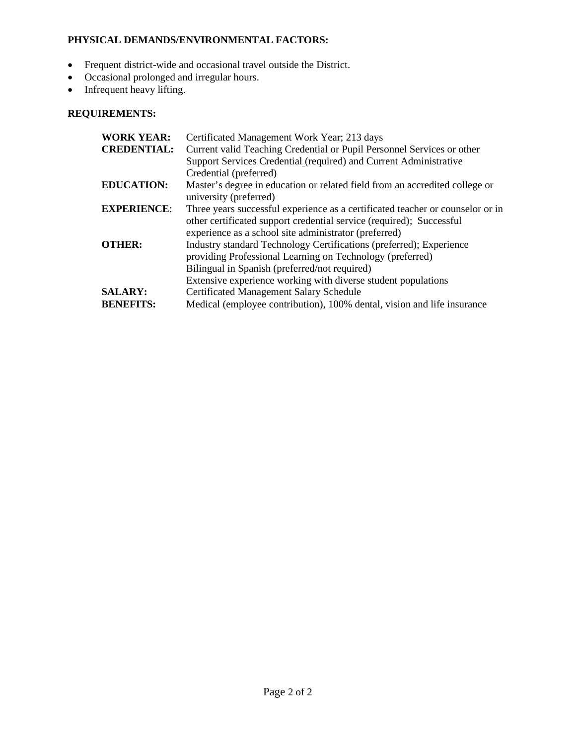**PHYSICAL DEMANDS/ENVIRONMENTAL FACTORS:**

- Frequent district-wide and occasional travel outside the District.
- Occasional prolonged and irregular hours.
- Infrequent heavy lifting.

**REQUIREMENTS:**

| | |
|---|---|
| **WORK YEAR:** | Certificated Management Work Year; 213 days |
| **CREDENTIAL:** | Current valid Teaching Credential or Pupil Personnel Services or other Support Services Credential (required) and Current Administrative Credential (preferred) |
| **EDUCATION:** | Master's degree in education or related field from an accredited college or university (preferred) |
| **EXPERIENCE**: | Three years successful experience as a certificated teacher or counselor or in other certificated support credential service (required); Successful experience as a school site administrator (preferred) |
| **OTHER:** | Industry standard Technology Certifications (preferred); Experience providing Professional Learning on Technology (preferred)<br>Bilingual in Spanish (preferred/not required)<br>Extensive experience working with diverse student populations |
| **SALARY:** | Certificated Management Salary Schedule |
| **BENEFITS:** | Medical (employee contribution), 100% dental, vision and life insurance |